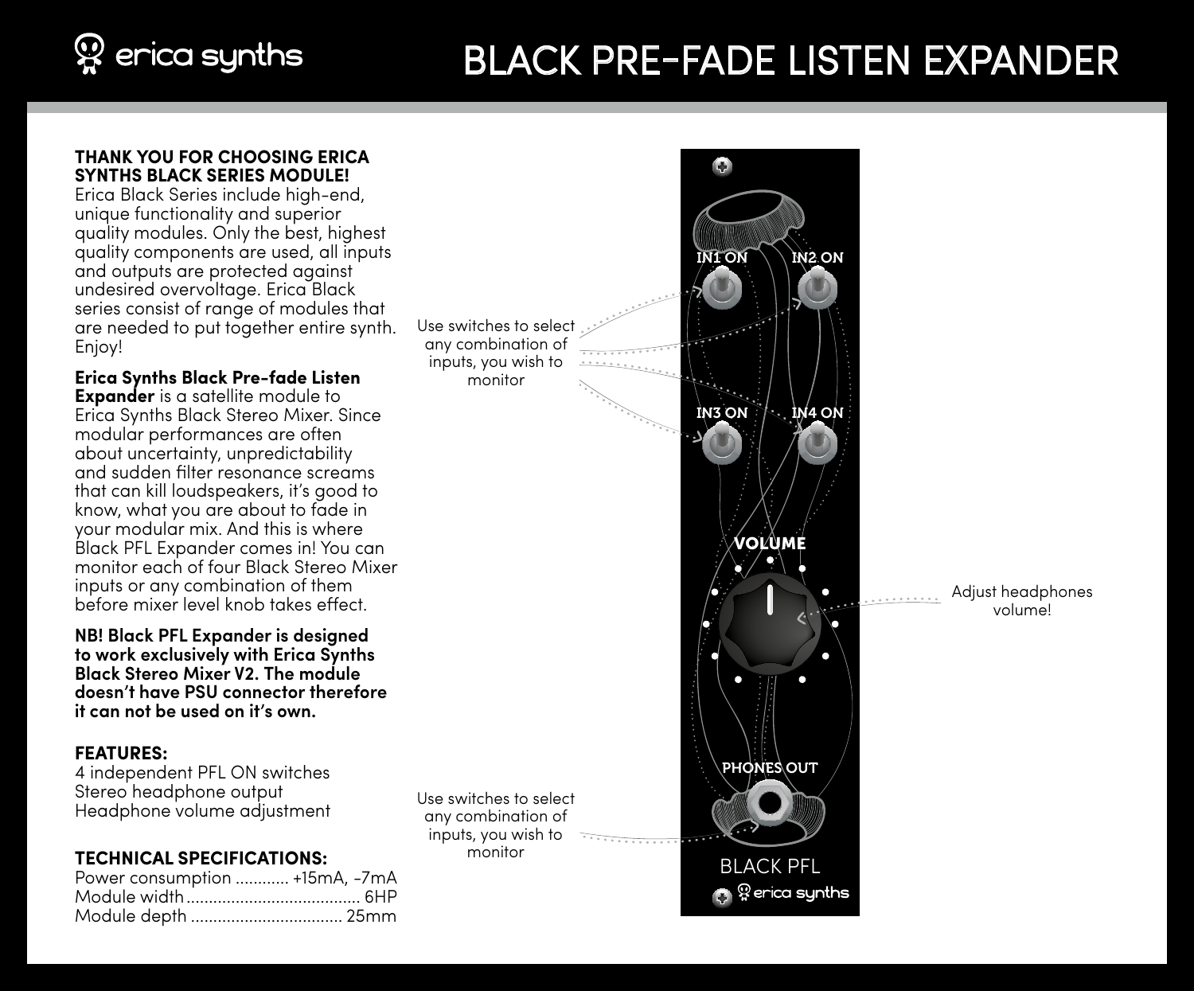# BLACK PRE-FADE LISTEN EXPANDER

**THANK YOU FOR CHOOSING ERICA SYNTHS BLACK SERIES MODULE!**
Erica Black Series include high-end, unique functionality and superior quality modules. Only the best, highest quality components are used, all inputs and outputs are protected against undesired overvoltage. Erica Black series consist of range of modules that are needed to put together entire synth. Enjoy!

**Erica Synths Black Pre-fade Listen Expander** is a satellite module to Erica Synths Black Stereo Mixer. Since modular performances are often about uncertainty, unpredictability and sudden filter resonance screams that can kill loudspeakers, it's good to know, what you are about to fade in your modular mix. And this is where Black PFL Expander comes in! You can monitor each of four Black Stereo Mixer inputs or any combination of them before mixer level knob takes effect.

**NB! Black PFL Expander is designed to work exclusively with Erica Synths Black Stereo Mixer V2. The module doesn't have PSU connector therefore it can not be used on it's own.**

**FEATURES:**
4 independent PFL ON switches
Stereo headphone output
Headphone volume adjustment

**TECHNICAL SPECIFICATIONS:**
Power consumption ............ +15mA, -7mA
Module width ....................................... 6HP
Module depth .................................. 25mm

Use switches to select any combination of inputs, you wish to monitor

IN1 ON
IN2 ON
IN3 ON
IN4 ON

VOLUME

Adjust headphones volume!

PHONES OUT

Use switches to select any combination of inputs, you wish to monitor

BLACK PFL
erica synths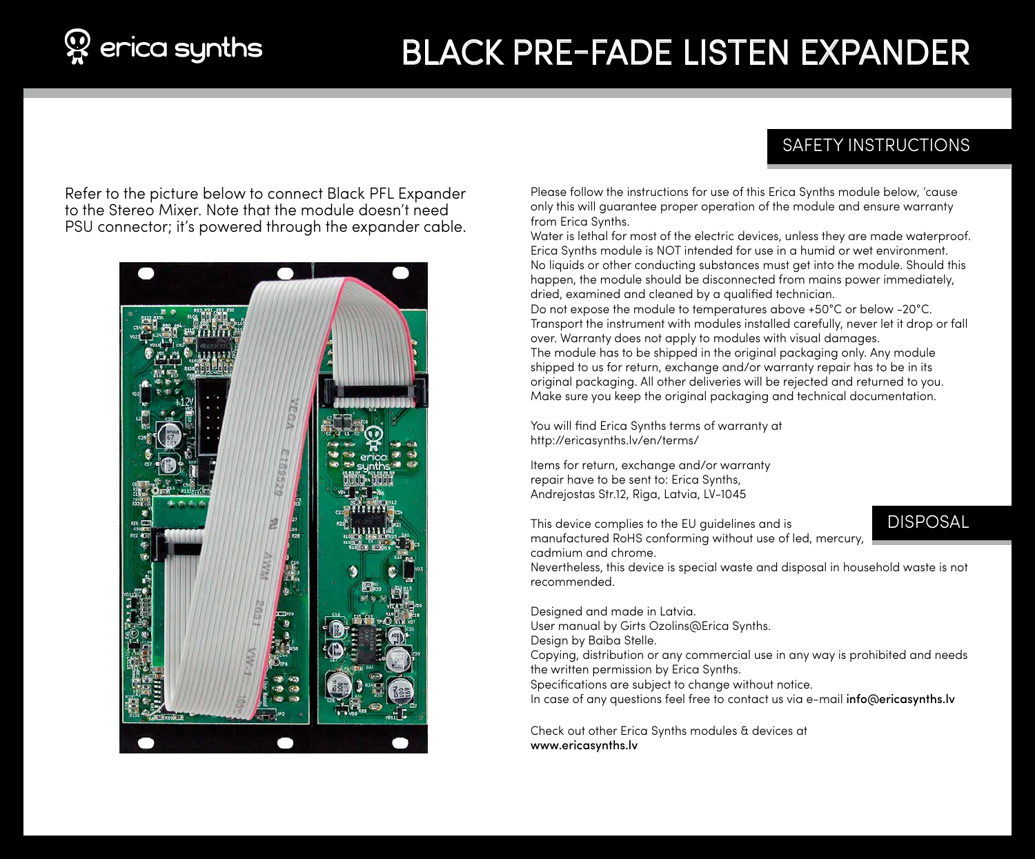# BLACK PRE-FADE LISTEN EXPANDER

Refer to the picture below to connect Black PFL Expander to the Stereo Mixer. Note that the module doesn't need PSU connector; it's powered through the expander cable.

## SAFETY INSTRUCTIONS

Please follow the instructions for use of this Erica Synths module below, 'cause only this will guarantee proper operation of the module and ensure warranty from Erica Synths.
Water is lethal for most of the electric devices, unless they are made waterproof. Erica Synths module is NOT intended for use in a humid or wet environment.
No liquids or other conducting substances must get into the module. Should this happen, the module should be disconnected from mains power immediately, dried, examined and cleaned by a qualified technician.
Do not expose the module to temperatures above +50°C or below -20°C.
Transport the instrument with modules installed carefully, never let it drop or fall over. Warranty does not apply to modules with visual damages.
The module has to be shipped in the original packaging only. Any module shipped to us for return, exchange and/or warranty repair has to be in its original packaging. All other deliveries will be rejected and returned to you.
Make sure you keep the original packaging and technical documentation.

You will find Erica Synths terms of warranty at
http://ericasynths.lv/en/terms/

Items for return, exchange and/or warranty repair have to be sent to: Erica Synths, Andrejostas Str.12, Riga, Latvia, LV-1045

## DISPOSAL

This device complies to the EU guidelines and is manufactured RoHS conforming without use of led, mercury, cadmium and chrome.
Nevertheless, this device is special waste and disposal in household waste is not recommended.

Designed and made in Latvia.
User manual by Girts Ozolins@Erica Synths.
Design by Baiba Stelle.
Copying, distribution or any commercial use in any way is prohibited and needs the written permission by Erica Synths.
Specifications are subject to change without notice.
In case of any questions feel free to contact us via e-mail **info@ericasynths.lv**

Check out other Erica Synths modules & devices at
**www.ericasynths.lv**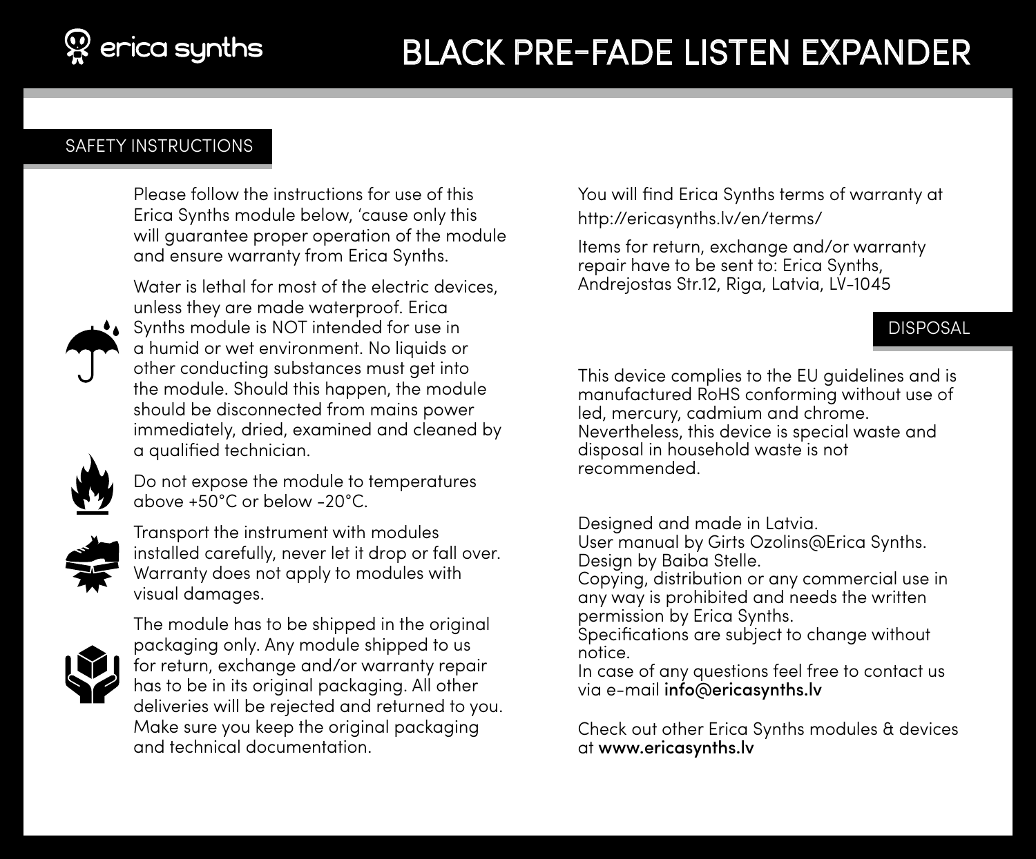# BLACK PRE-FADE LISTEN EXPANDER

## SAFETY INSTRUCTIONS

Please follow the instructions for use of this Erica Synths module below, 'cause only this will guarantee proper operation of the module and ensure warranty from Erica Synths.

Water is lethal for most of the electric devices, unless they are made waterproof. Erica Synths module is NOT intended for use in a humid or wet environment. No liquids or other conducting substances must get into the module. Should this happen, the module should be disconnected from mains power immediately, dried, examined and cleaned by a qualified technician.

Do not expose the module to temperatures above +50°C or below -20°C.

Transport the instrument with modules installed carefully, never let it drop or fall over. Warranty does not apply to modules with visual damages.

The module has to be shipped in the original packaging only. Any module shipped to us for return, exchange and/or warranty repair has to be in its original packaging. All other deliveries will be rejected and returned to you. Make sure you keep the original packaging and technical documentation.

You will find Erica Synths terms of warranty at http://ericasynths.lv/en/terms/

Items for return, exchange and/or warranty repair have to be sent to: Erica Synths, Andrejostas Str.12, Riga, Latvia, LV-1045

## DISPOSAL

This device complies to the EU guidelines and is manufactured RoHS conforming without use of led, mercury, cadmium and chrome. Nevertheless, this device is special waste and disposal in household waste is not recommended.

Designed and made in Latvia.
User manual by Girts Ozolins@Erica Synths.
Design by Baiba Stelle.
Copying, distribution or any commercial use in any way is prohibited and needs the written permission by Erica Synths.
Specifications are subject to change without notice.
In case of any questions feel free to contact us via e-mail **info@ericasynths.lv**

Check out other Erica Synths modules & devices at **www.ericasynths.lv**